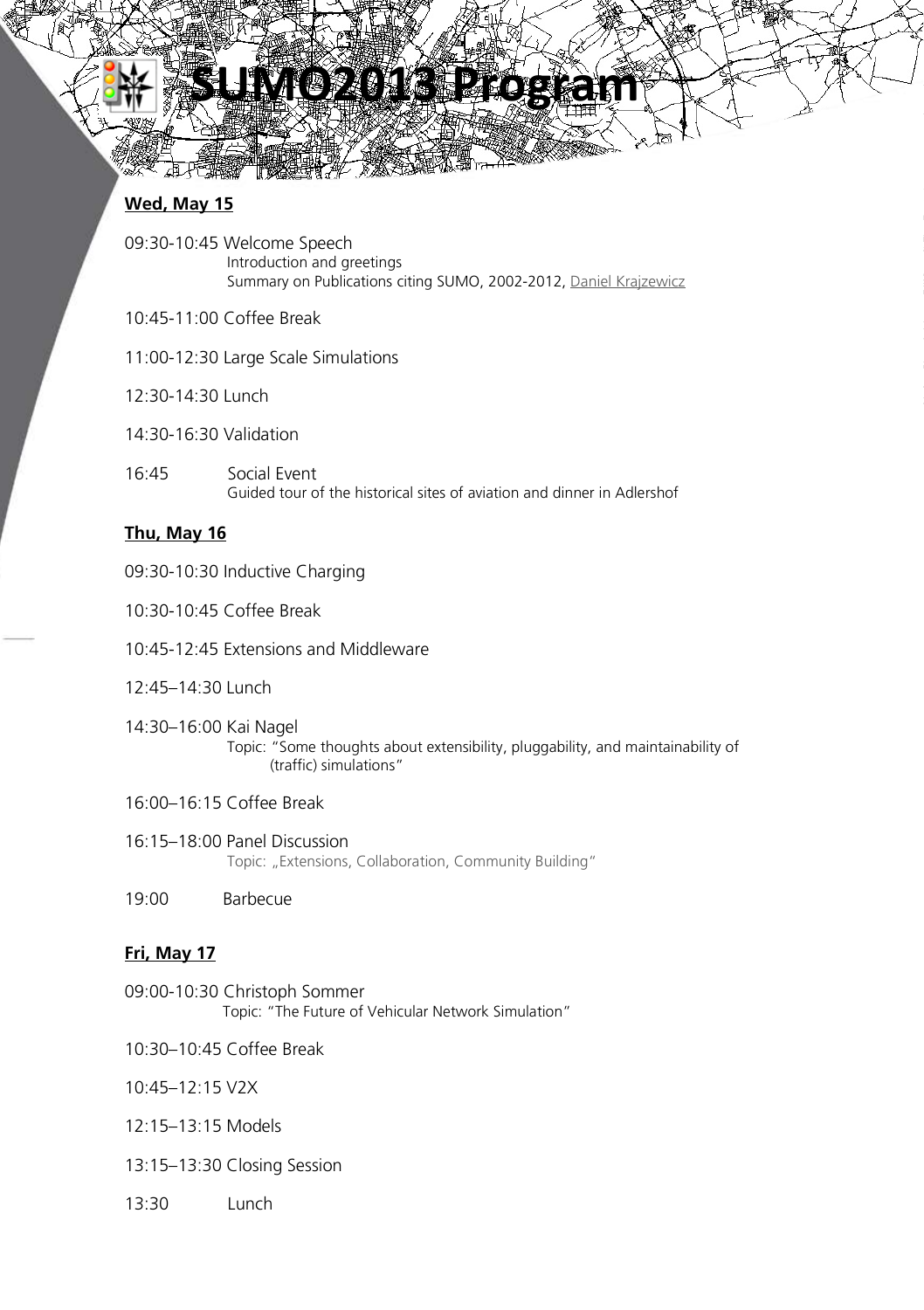# SUMO2013 Program

## Wed, May 15

09:30-10:45 Welcome Speech
Introduction and greetings
Summary on Publications citing SUMO, 2002-2012, Daniel Krajzewicz

10:45-11:00 Coffee Break

11:00-12:30 Large Scale Simulations

12:30-14:30 Lunch

14:30-16:30 Validation

16:45 Social Event
Guided tour of the historical sites of aviation and dinner in Adlershof

## Thu, May 16

09:30-10:30 Inductive Charging

10:30-10:45 Coffee Break

10:45-12:45 Extensions and Middleware

12:45–14:30 Lunch

14:30–16:00 Kai Nagel
Topic: "Some thoughts about extensibility, pluggability, and maintainability of (traffic) simulations"

16:00–16:15 Coffee Break

16:15–18:00 Panel Discussion
Topic: „Extensions, Collaboration, Community Building"

19:00 Barbecue

## Fri, May 17

09:00-10:30 Christoph Sommer
Topic: "The Future of Vehicular Network Simulation"

10:30–10:45 Coffee Break

10:45–12:15 V2X

12:15–13:15 Models

13:15–13:30 Closing Session

13:30 Lunch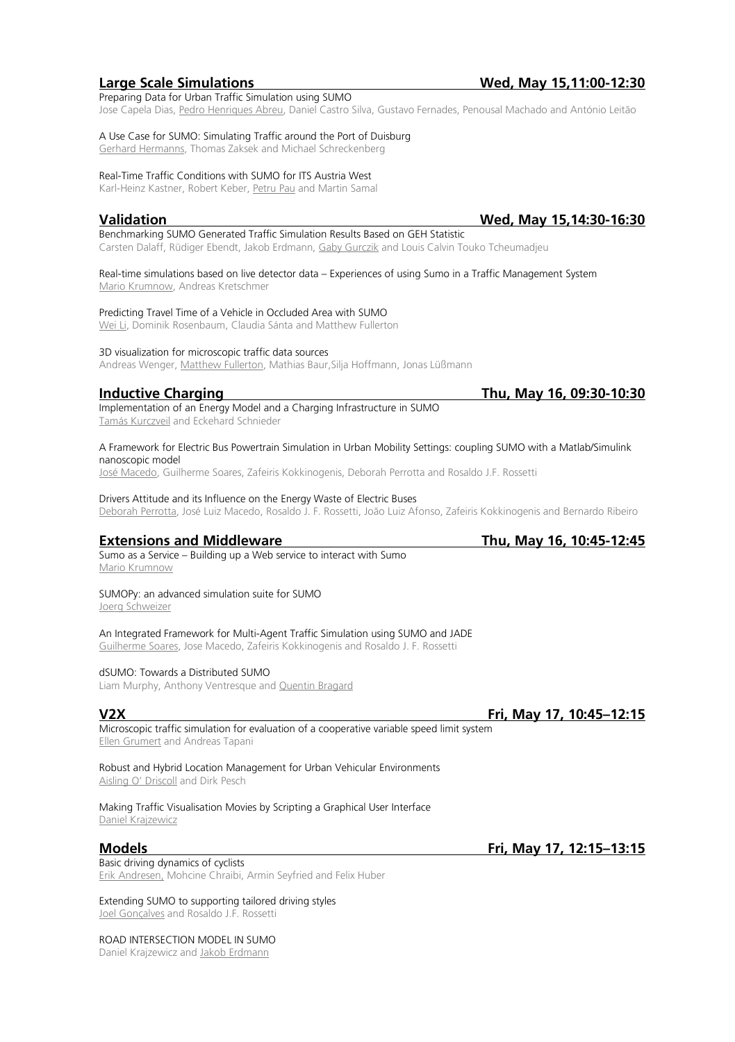## Large Scale Simulations — Wed, May 15,11:00-12:30

Preparing Data for Urban Traffic Simulation using SUMO
Jose Capela Dias, Pedro Henriques Abreu, Daniel Castro Silva, Gustavo Fernades, Penousal Machado and António Leitão

A Use Case for SUMO: Simulating Traffic around the Port of Duisburg
Gerhard Hermanns, Thomas Zaksek and Michael Schreckenberg

Real-Time Traffic Conditions with SUMO for ITS Austria West
Karl-Heinz Kastner, Robert Keber, Petru Pau and Martin Samal

## Validation — Wed, May 15,14:30-16:30

Benchmarking SUMO Generated Traffic Simulation Results Based on GEH Statistic
Carsten Dalaff, Rüdiger Ebendt, Jakob Erdmann, Gaby Gurczik and Louis Calvin Touko Tcheumadjeu

Real-time simulations based on live detector data – Experiences of using Sumo in a Traffic Management System
Mario Krumnow, Andreas Kretschmer

Predicting Travel Time of a Vehicle in Occluded Area with SUMO
Wei Li, Dominik Rosenbaum, Claudia Sánta and Matthew Fullerton

3D visualization for microscopic traffic data sources
Andreas Wenger, Matthew Fullerton, Mathias Baur,Silja Hoffmann, Jonas Lüßmann

## Inductive Charging — Thu, May 16, 09:30-10:30

Implementation of an Energy Model and a Charging Infrastructure in SUMO
Tamás Kurczveil and Eckehard Schnieder

A Framework for Electric Bus Powertrain Simulation in Urban Mobility Settings: coupling SUMO with a Matlab/Simulink nanoscopic model
José Macedo, Guilherme Soares, Zafeiris Kokkinogenis, Deborah Perrotta and Rosaldo J.F. Rossetti

Drivers Attitude and its Influence on the Energy Waste of Electric Buses
Deborah Perrotta, José Luiz Macedo, Rosaldo J. F. Rossetti, João Luiz Afonso, Zafeiris Kokkinogenis and Bernardo Ribeiro

## Extensions and Middleware — Thu, May 16, 10:45-12:45

Sumo as a Service – Building up a Web service to interact with Sumo
Mario Krumnow

SUMOPy: an advanced simulation suite for SUMO
Joerg Schweizer

An Integrated Framework for Multi-Agent Traffic Simulation using SUMO and JADE
Guilherme Soares, Jose Macedo, Zafeiris Kokkinogenis and Rosaldo J. F. Rossetti

dSUMO: Towards a Distributed SUMO
Liam Murphy, Anthony Ventresque and Quentin Bragard

## V2X — Fri, May 17, 10:45–12:15

Microscopic traffic simulation for evaluation of a cooperative variable speed limit system
Ellen Grumert and Andreas Tapani

Robust and Hybrid Location Management for Urban Vehicular Environments
Aisling O' Driscoll and Dirk Pesch

Making Traffic Visualisation Movies by Scripting a Graphical User Interface
Daniel Krajzewicz

## Models — Fri, May 17, 12:15–13:15

Basic driving dynamics of cyclists
Erik Andresen, Mohcine Chraibi, Armin Seyfried and Felix Huber

Extending SUMO to supporting tailored driving styles
Joel Gonçalves and Rosaldo J.F. Rossetti

ROAD INTERSECTION MODEL IN SUMO
Daniel Krajzewicz and Jakob Erdmann